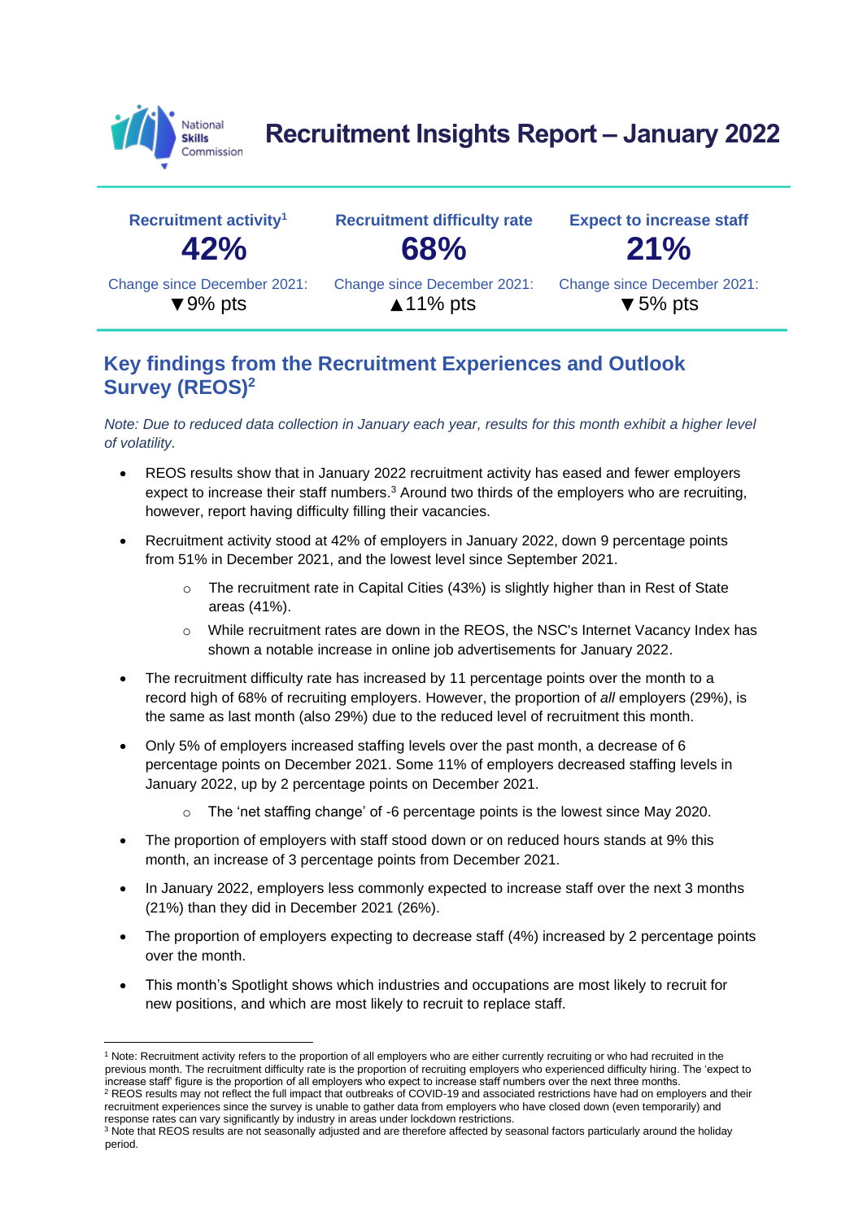# Recruitment Insights Report – January 2022

| Recruitment activity[1] | Recruitment difficulty rate | Expect to increase staff |
| --- | --- | --- |
| **42%** | **68%** | **21%** |
| Change since December 2021: ▼9% pts | Change since December 2021: ▲11% pts | Change since December 2021: ▼5% pts |

## Key findings from the Recruitment Experiences and Outlook Survey (REOS)[2]

*Note: Due to reduced data collection in January each year, results for this month exhibit a higher level of volatility.*

- REOS results show that in January 2022 recruitment activity has eased and fewer employers expect to increase their staff numbers.[3] Around two thirds of the employers who are recruiting, however, report having difficulty filling their vacancies.
- Recruitment activity stood at 42% of employers in January 2022, down 9 percentage points from 51% in December 2021, and the lowest level since September 2021.
  - The recruitment rate in Capital Cities (43%) is slightly higher than in Rest of State areas (41%).
  - While recruitment rates are down in the REOS, the NSC's Internet Vacancy Index has shown a notable increase in online job advertisements for January 2022.
- The recruitment difficulty rate has increased by 11 percentage points over the month to a record high of 68% of recruiting employers. However, the proportion of *all* employers (29%), is the same as last month (also 29%) due to the reduced level of recruitment this month.
- Only 5% of employers increased staffing levels over the past month, a decrease of 6 percentage points on December 2021. Some 11% of employers decreased staffing levels in January 2022, up by 2 percentage points on December 2021.
  - The 'net staffing change' of -6 percentage points is the lowest since May 2020.
- The proportion of employers with staff stood down or on reduced hours stands at 9% this month, an increase of 3 percentage points from December 2021.
- In January 2022, employers less commonly expected to increase staff over the next 3 months (21%) than they did in December 2021 (26%).
- The proportion of employers expecting to decrease staff (4%) increased by 2 percentage points over the month.
- This month's Spotlight shows which industries and occupations are most likely to recruit for new positions, and which are most likely to recruit to replace staff.

---

[1] Note: Recruitment activity refers to the proportion of all employers who are either currently recruiting or who had recruited in the previous month. The recruitment difficulty rate is the proportion of recruiting employers who experienced difficulty hiring. The 'expect to increase staff' figure is the proportion of all employers who expect to increase staff numbers over the next three months.

[2] REOS results may not reflect the full impact that outbreaks of COVID-19 and associated restrictions have had on employers and their recruitment experiences since the survey is unable to gather data from employers who have closed down (even temporarily) and response rates can vary significantly by industry in areas under lockdown restrictions.

[3] Note that REOS results are not seasonally adjusted and are therefore affected by seasonal factors particularly around the holiday period.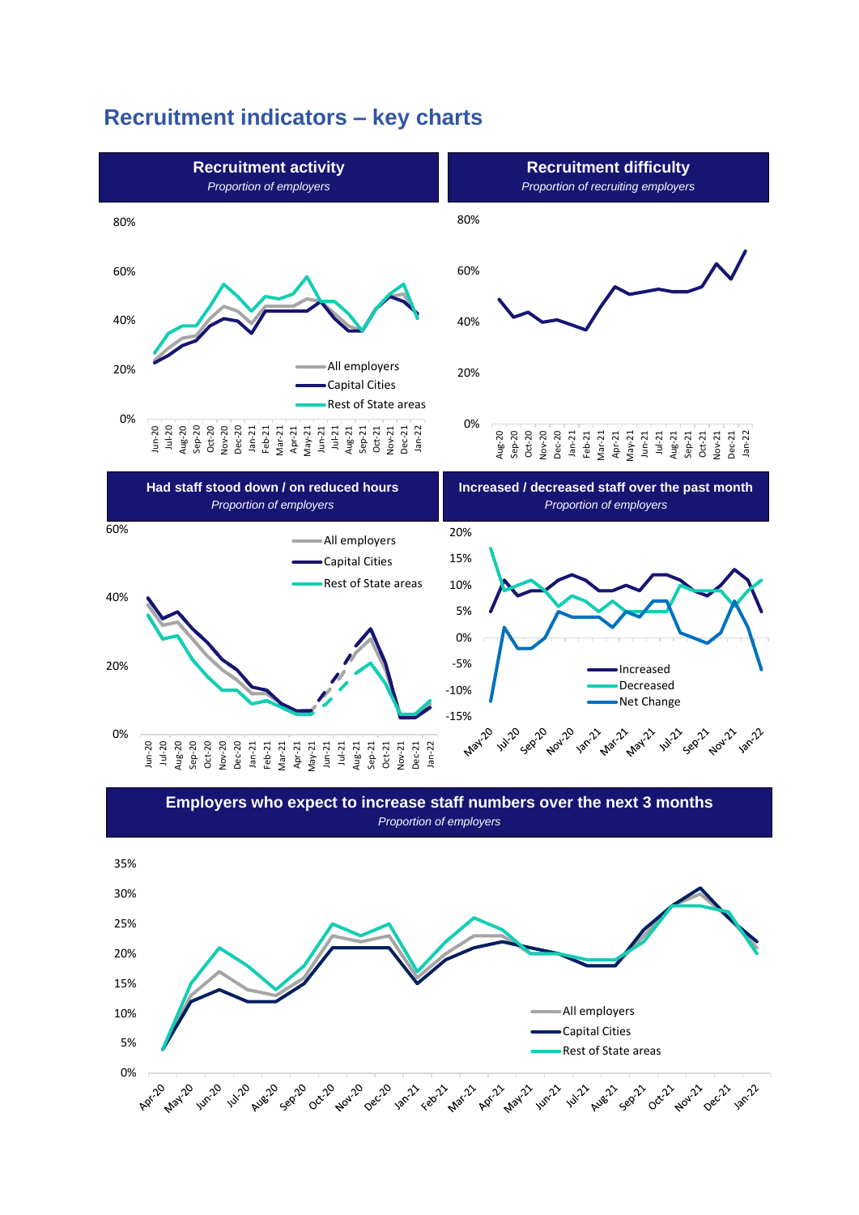# Recruitment indicators – key charts

**Recruitment activity**
*Proportion of employers*

80%
60%
40%
20%
0%

All employers
Capital Cities
Rest of State areas

Jun-20 Jul-20 Aug-20 Sep-20 Oct-20 Nov-20 Dec-20 Jan-21 Feb-21 Mar-21 Apr-21 May-21 Jun-21 Jul-21 Aug-21 Sep-21 Oct-21 Nov-21 Dec-21 Jan-22

**Recruitment difficulty**
*Proportion of recruiting employers*

80%
60%
40%
20%
0%

Aug-20 Sep-20 Oct-20 Nov-20 Dec-20 Jan-21 Feb-21 Mar-21 Apr-21 May-21 Jun-21 Jul-21 Aug-21 Sep-21 Oct-21 Nov-21 Dec-21 Jan-22

**Had staff stood down / on reduced hours**
*Proportion of employers*

60%
40%
20%
0%

All employers
Capital Cities
Rest of State areas

Jun-20 Jul-20 Aug-20 Sep-20 Oct-20 Nov-20 Dec-20 Jan-21 Feb-21 Mar-21 Apr-21 May-21 Jun-21 Jul-21 Aug-21 Sep-21 Oct-21 Nov-21 Dec-21 Jan-22

**Increased / decreased staff over the past month**
*Proportion of employers*

20%
15%
10%
5%
0%
-5%
-10%
-15%

Increased
Decreased
Net Change

May-20 Jul-20 Sep-20 Nov-20 Jan-21 Mar-21 May-21 Jul-21 Sep-21 Nov-21 Jan-22

**Employers who expect to increase staff numbers over the next 3 months**
*Proportion of employers*

35%
30%
25%
20%
15%
10%
5%
0%

All employers
Capital Cities
Rest of State areas

Apr-20 May-20 Jun-20 Jul-20 Aug-20 Sep-20 Oct-20 Nov-20 Dec-20 Jan-21 Feb-21 Mar-21 Apr-21 May-21 Jun-21 Jul-21 Aug-21 Sep-21 Oct-21 Nov-21 Dec-21 Jan-22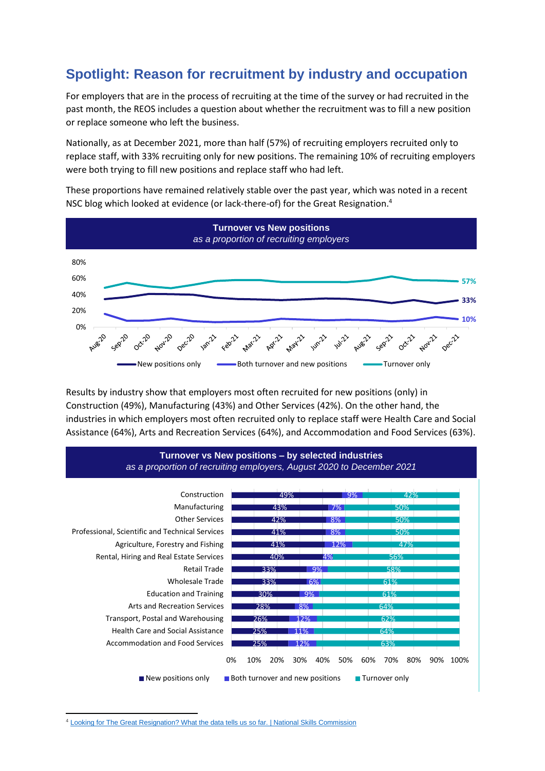## Spotlight: Reason for recruitment by industry and occupation

For employers that are in the process of recruiting at the time of the survey or had recruited in the past month, the REOS includes a question about whether the recruitment was to fill a new position or replace someone who left the business.

Nationally, as at December 2021, more than half (57%) of recruiting employers recruited only to replace staff, with 33% recruiting only for new positions. The remaining 10% of recruiting employers were both trying to fill new positions and replace staff who had left.

These proportions have remained relatively stable over the past year, which was noted in a recent NSC blog which looked at evidence (or lack-there-of) for the Great Resignation.[4]

**Turnover vs New positions**
*as a proportion of recruiting employers*

Results by industry show that employers most often recruited for new positions (only) in Construction (49%), Manufacturing (43%) and Other Services (42%). On the other hand, the industries in which employers most often recruited only to replace staff were Health Care and Social Assistance (64%), Arts and Recreation Services (64%), and Accommodation and Food Services (63%).

**Turnover vs New positions – by selected industries**
*as a proportion of recruiting employers, August 2020 to December 2021*

| Industry | New positions only | Both turnover and new positions | Turnover only |
|---|---|---|---|
| Construction | 49% | 9% | 42% |
| Manufacturing | 43% | 7% | 50% |
| Other Services | 42% | 8% | 50% |
| Professional, Scientific and Technical Services | 41% | 8% | 50% |
| Agriculture, Forestry and Fishing | 41% | 12% | 47% |
| Rental, Hiring and Real Estate Services | 40% | 4% | 56% |
| Retail Trade | 33% | 9% | 58% |
| Wholesale Trade | 33% | 6% | 61% |
| Education and Training | 30% | 9% | 61% |
| Arts and Recreation Services | 28% | 8% | 64% |
| Transport, Postal and Warehousing | 26% | 12% | 62% |
| Health Care and Social Assistance | 25% | 11% | 64% |
| Accommodation and Food Services | 25% | 12% | 63% |

[4] Looking for The Great Resignation? What the data tells us so far. | National Skills Commission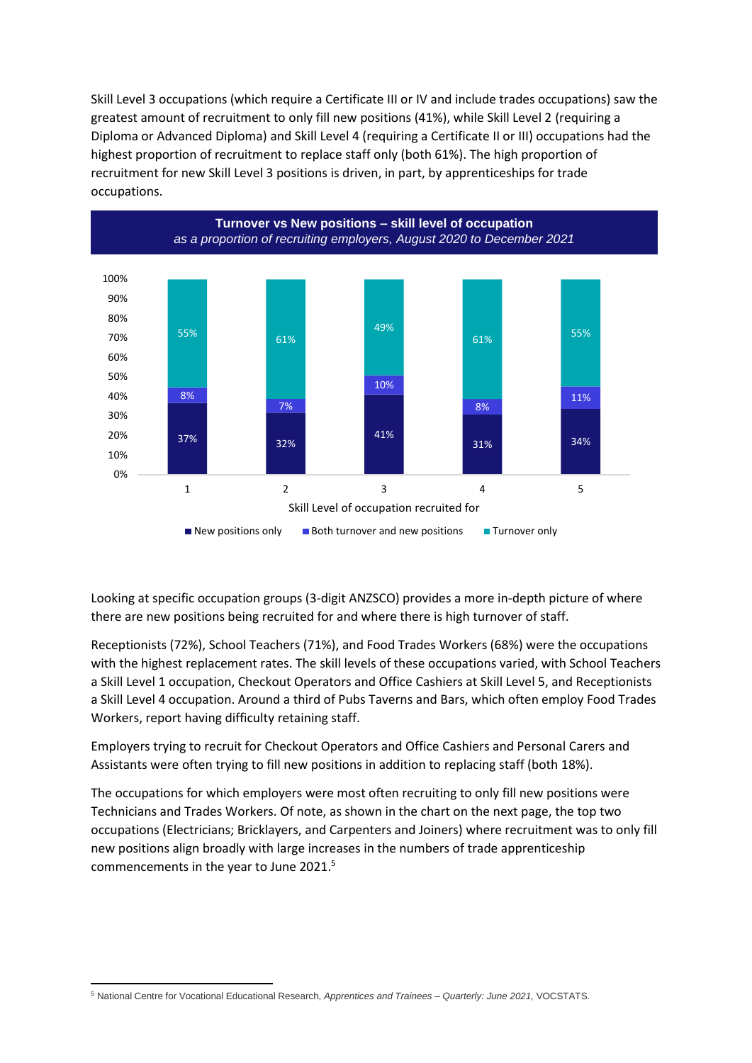Skill Level 3 occupations (which require a Certificate III or IV and include trades occupations) saw the greatest amount of recruitment to only fill new positions (41%), while Skill Level 2 (requiring a Diploma or Advanced Diploma) and Skill Level 4 (requiring a Certificate II or III) occupations had the highest proportion of recruitment to replace staff only (both 61%). The high proportion of recruitment for new Skill Level 3 positions is driven, in part, by apprenticeships for trade occupations.

**Turnover vs New positions – skill level of occupation**
*as a proportion of recruiting employers, August 2020 to December 2021*

| Skill Level of occupation recruited for | New positions only | Both turnover and new positions | Turnover only |
|---|---|---|---|
| 1 | 37% | 8% | 55% |
| 2 | 32% | 7% | 61% |
| 3 | 41% | 10% | 49% |
| 4 | 31% | 8% | 61% |
| 5 | 34% | 11% | 55% |

Looking at specific occupation groups (3-digit ANZSCO) provides a more in-depth picture of where there are new positions being recruited for and where there is high turnover of staff.

Receptionists (72%), School Teachers (71%), and Food Trades Workers (68%) were the occupations with the highest replacement rates. The skill levels of these occupations varied, with School Teachers a Skill Level 1 occupation, Checkout Operators and Office Cashiers at Skill Level 5, and Receptionists a Skill Level 4 occupation. Around a third of Pubs Taverns and Bars, which often employ Food Trades Workers, report having difficulty retaining staff.

Employers trying to recruit for Checkout Operators and Office Cashiers and Personal Carers and Assistants were often trying to fill new positions in addition to replacing staff (both 18%).

The occupations for which employers were most often recruiting to only fill new positions were Technicians and Trades Workers. Of note, as shown in the chart on the next page, the top two occupations (Electricians; Bricklayers, and Carpenters and Joiners) where recruitment was to only fill new positions align broadly with large increases in the numbers of trade apprenticeship commencements in the year to June 2021.[5]

[5] National Centre for Vocational Educational Research, *Apprentices and Trainees – Quarterly: June 2021*, VOCSTATS.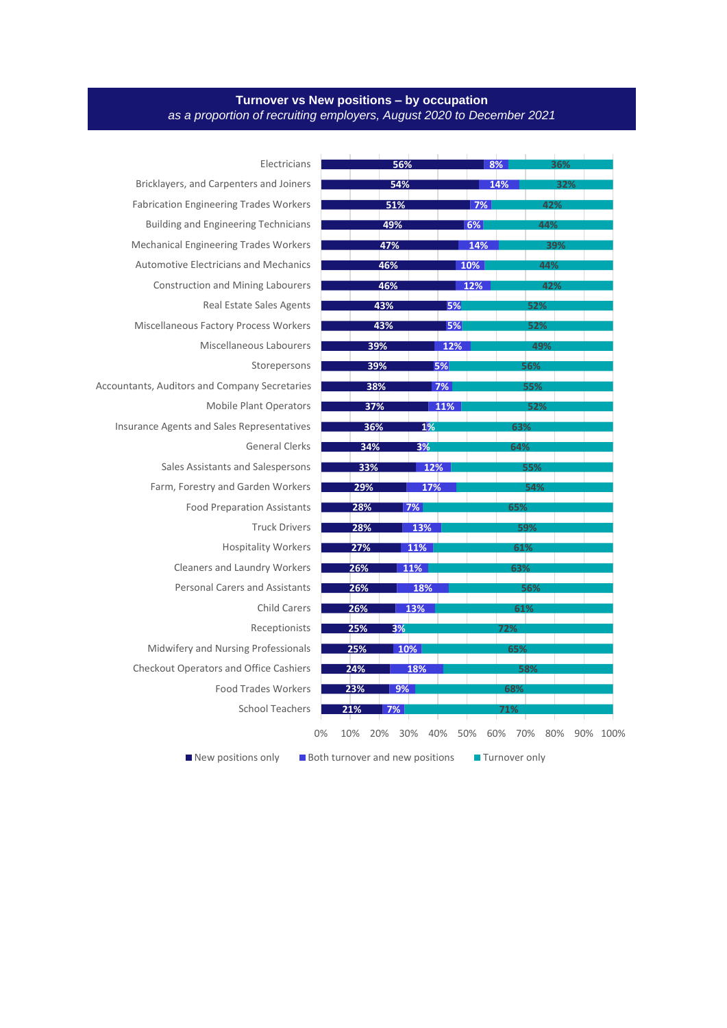**Turnover vs New positions – by occupation**

*as a proportion of recruiting employers, August 2020 to December 2021*

Electricians 56% 8% 36%
Bricklayers, and Carpenters and Joiners 54% 14% 32%
Fabrication Engineering Trades Workers 51% 7% 42%
Building and Engineering Technicians 49% 6% 44%
Mechanical Engineering Trades Workers 47% 14% 39%
Automotive Electricians and Mechanics 46% 10% 44%
Construction and Mining Labourers 46% 12% 42%
Real Estate Sales Agents 43% 5% 52%
Miscellaneous Factory Process Workers 43% 5% 52%
Miscellaneous Labourers 39% 12% 49%
Storepersons 39% 5% 56%
Accountants, Auditors and Company Secretaries 38% 7% 55%
Mobile Plant Operators 37% 11% 52%
Insurance Agents and Sales Representatives 36% 1% 63%
General Clerks 34% 3% 64%
Sales Assistants and Salespersons 33% 12% 55%
Farm, Forestry and Garden Workers 29% 17% 54%
Food Preparation Assistants 28% 7% 65%
Truck Drivers 28% 13% 59%
Hospitality Workers 27% 11% 61%
Cleaners and Laundry Workers 26% 11% 63%
Personal Carers and Assistants 26% 18% 56%
Child Carers 26% 13% 61%
Receptionists 25% 3% 72%
Midwifery and Nursing Professionals 25% 10% 65%
Checkout Operators and Office Cashiers 24% 18% 58%
Food Trades Workers 23% 9% 68%
School Teachers 21% 7% 71%

0% 10% 20% 30% 40% 50% 60% 70% 80% 90% 100%

New positions only | Both turnover and new positions | Turnover only